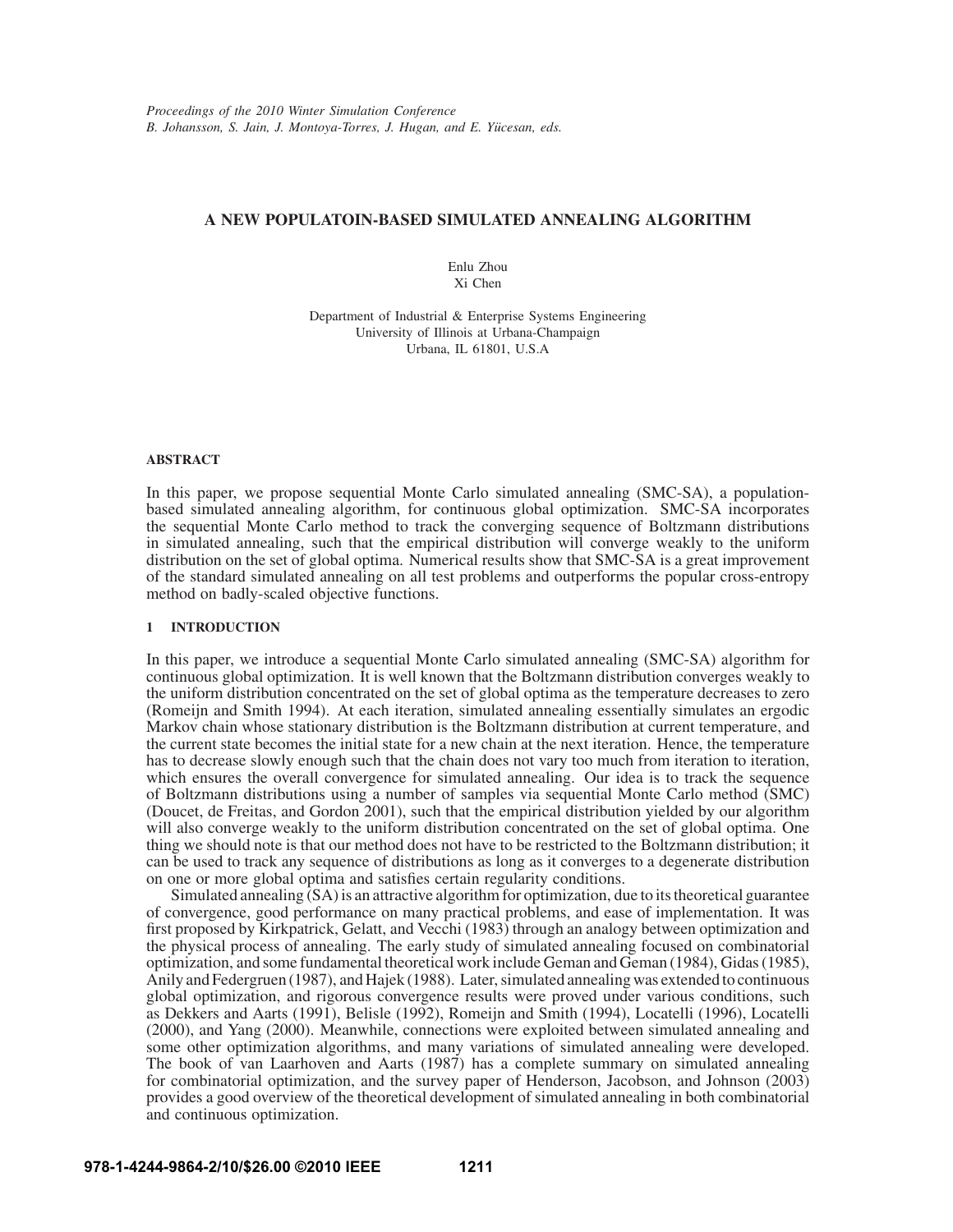*Proceedings of the 2010 Winter Simulation Conference*
*B. Johansson, S. Jain, J. Montoya-Torres, J. Hugan, and E. Yücesan, eds.*

# A NEW POPULATOIN-BASED SIMULATED ANNEALING ALGORITHM

Enlu Zhou
Xi Chen

Department of Industrial & Enterprise Systems Engineering
University of Illinois at Urbana-Champaign
Urbana, IL 61801, U.S.A

## ABSTRACT

In this paper, we propose sequential Monte Carlo simulated annealing (SMC-SA), a population-based simulated annealing algorithm, for continuous global optimization. SMC-SA incorporates the sequential Monte Carlo method to track the converging sequence of Boltzmann distributions in simulated annealing, such that the empirical distribution will converge weakly to the uniform distribution on the set of global optima. Numerical results show that SMC-SA is a great improvement of the standard simulated annealing on all test problems and outperforms the popular cross-entropy method on badly-scaled objective functions.

## 1 INTRODUCTION

In this paper, we introduce a sequential Monte Carlo simulated annealing (SMC-SA) algorithm for continuous global optimization. It is well known that the Boltzmann distribution converges weakly to the uniform distribution concentrated on the set of global optima as the temperature decreases to zero (Romeijn and Smith 1994). At each iteration, simulated annealing essentially simulates an ergodic Markov chain whose stationary distribution is the Boltzmann distribution at current temperature, and the current state becomes the initial state for a new chain at the next iteration. Hence, the temperature has to decrease slowly enough such that the chain does not vary too much from iteration to iteration, which ensures the overall convergence for simulated annealing. Our idea is to track the sequence of Boltzmann distributions using a number of samples via sequential Monte Carlo method (SMC) (Doucet, de Freitas, and Gordon 2001), such that the empirical distribution yielded by our algorithm will also converge weakly to the uniform distribution concentrated on the set of global optima. One thing we should note is that our method does not have to be restricted to the Boltzmann distribution; it can be used to track any sequence of distributions as long as it converges to a degenerate distribution on one or more global optima and satisfies certain regularity conditions.

Simulated annealing (SA) is an attractive algorithm for optimization, due to its theoretical guarantee of convergence, good performance on many practical problems, and ease of implementation. It was first proposed by Kirkpatrick, Gelatt, and Vecchi (1983) through an analogy between optimization and the physical process of annealing. The early study of simulated annealing focused on combinatorial optimization, and some fundamental theoretical work include Geman and Geman (1984), Gidas (1985), Anily and Federgruen (1987), and Hajek (1988). Later, simulated annealing was extended to continuous global optimization, and rigorous convergence results were proved under various conditions, such as Dekkers and Aarts (1991), Belisle (1992), Romeijn and Smith (1994), Locatelli (1996), Locatelli (2000), and Yang (2000). Meanwhile, connections were exploited between simulated annealing and some other optimization algorithms, and many variations of simulated annealing were developed. The book of van Laarhoven and Aarts (1987) has a complete summary on simulated annealing for combinatorial optimization, and the survey paper of Henderson, Jacobson, and Johnson (2003) provides a good overview of the theoretical development of simulated annealing in both combinatorial and continuous optimization.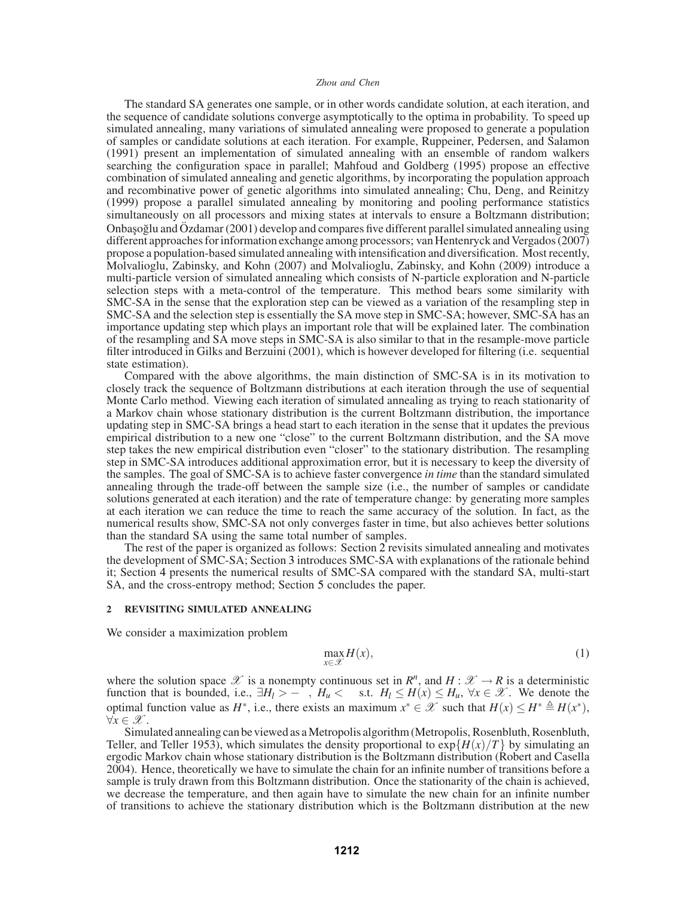The standard SA generates one sample, or in other words candidate solution, at each iteration, and the sequence of candidate solutions converge asymptotically to the optima in probability. To speed up simulated annealing, many variations of simulated annealing were proposed to generate a population of samples or candidate solutions at each iteration. For example, Ruppeiner, Pedersen, and Salamon (1991) present an implementation of simulated annealing with an ensemble of random walkers searching the configuration space in parallel; Mahfoud and Goldberg (1995) propose an effective combination of simulated annealing and genetic algorithms, by incorporating the population approach and recombinative power of genetic algorithms into simulated annealing; Chu, Deng, and Reinitzy (1999) propose a parallel simulated annealing by monitoring and pooling performance statistics simultaneously on all processors and mixing states at intervals to ensure a Boltzmann distribution; Onbaşoğlu and Özdamar (2001) develop and compares five different parallel simulated annealing using different approaches for information exchange among processors; van Hentenryck and Vergados (2007) propose a population-based simulated annealing with intensification and diversification. Most recently, Molvalioglu, Zabinsky, and Kohn (2007) and Molvalioglu, Zabinsky, and Kohn (2009) introduce a multi-particle version of simulated annealing which consists of N-particle exploration and N-particle selection steps with a meta-control of the temperature. This method bears some similarity with SMC-SA in the sense that the exploration step can be viewed as a variation of the resampling step in SMC-SA and the selection step is essentially the SA move step in SMC-SA; however, SMC-SA has an importance updating step which plays an important role that will be explained later. The combination of the resampling and SA move steps in SMC-SA is also similar to that in the resample-move particle filter introduced in Gilks and Berzuini (2001), which is however developed for filtering (i.e. sequential state estimation).

Compared with the above algorithms, the main distinction of SMC-SA is in its motivation to closely track the sequence of Boltzmann distributions at each iteration through the use of sequential Monte Carlo method. Viewing each iteration of simulated annealing as trying to reach stationarity of a Markov chain whose stationary distribution is the current Boltzmann distribution, the importance updating step in SMC-SA brings a head start to each iteration in the sense that it updates the previous empirical distribution to a new one "close" to the current Boltzmann distribution, and the SA move step takes the new empirical distribution even "closer" to the stationary distribution. The resampling step in SMC-SA introduces additional approximation error, but it is necessary to keep the diversity of the samples. The goal of SMC-SA is to achieve faster convergence *in time* than the standard simulated annealing through the trade-off between the sample size (i.e., the number of samples or candidate solutions generated at each iteration) and the rate of temperature change: by generating more samples at each iteration we can reduce the time to reach the same accuracy of the solution. In fact, as the numerical results show, SMC-SA not only converges faster in time, but also achieves better solutions than the standard SA using the same total number of samples.

The rest of the paper is organized as follows: Section 2 revisits simulated annealing and motivates the development of SMC-SA; Section 3 introduces SMC-SA with explanations of the rationale behind it; Section 4 presents the numerical results of SMC-SA compared with the standard SA, multi-start SA, and the cross-entropy method; Section 5 concludes the paper.

## 2 REVISITING SIMULATED ANNEALING

We consider a maximization problem

$$\max_{x \in \mathscr{X}} H(x), \tag{1}$$

where the solution space $\mathscr{X}$ is a nonempty continuous set in $R^n$, and $H : \mathscr{X} \to R$ is a deterministic function that is bounded, i.e., $\exists H_l > -\infty,\ H_u < \infty$ s.t. $H_l \le H(x) \le H_u,\ \forall x \in \mathscr{X}$. We denote the optimal function value as $H^*$, i.e., there exists an maximum $x^* \in \mathscr{X}$ such that $H(x) \le H^* \triangleq H(x^*)$, $\forall x \in \mathscr{X}$.

Simulated annealing can be viewed as a Metropolis algorithm (Metropolis, Rosenbluth, Rosenbluth, Teller, and Teller 1953), which simulates the density proportional to $\exp\{H(x)/T\}$ by simulating an ergodic Markov chain whose stationary distribution is the Boltzmann distribution (Robert and Casella 2004). Hence, theoretically we have to simulate the chain for an infinite number of transitions before a sample is truly drawn from this Boltzmann distribution. Once the stationarity of the chain is achieved, we decrease the temperature, and then again have to simulate the new chain for an infinite number of transitions to achieve the stationary distribution which is the Boltzmann distribution at the new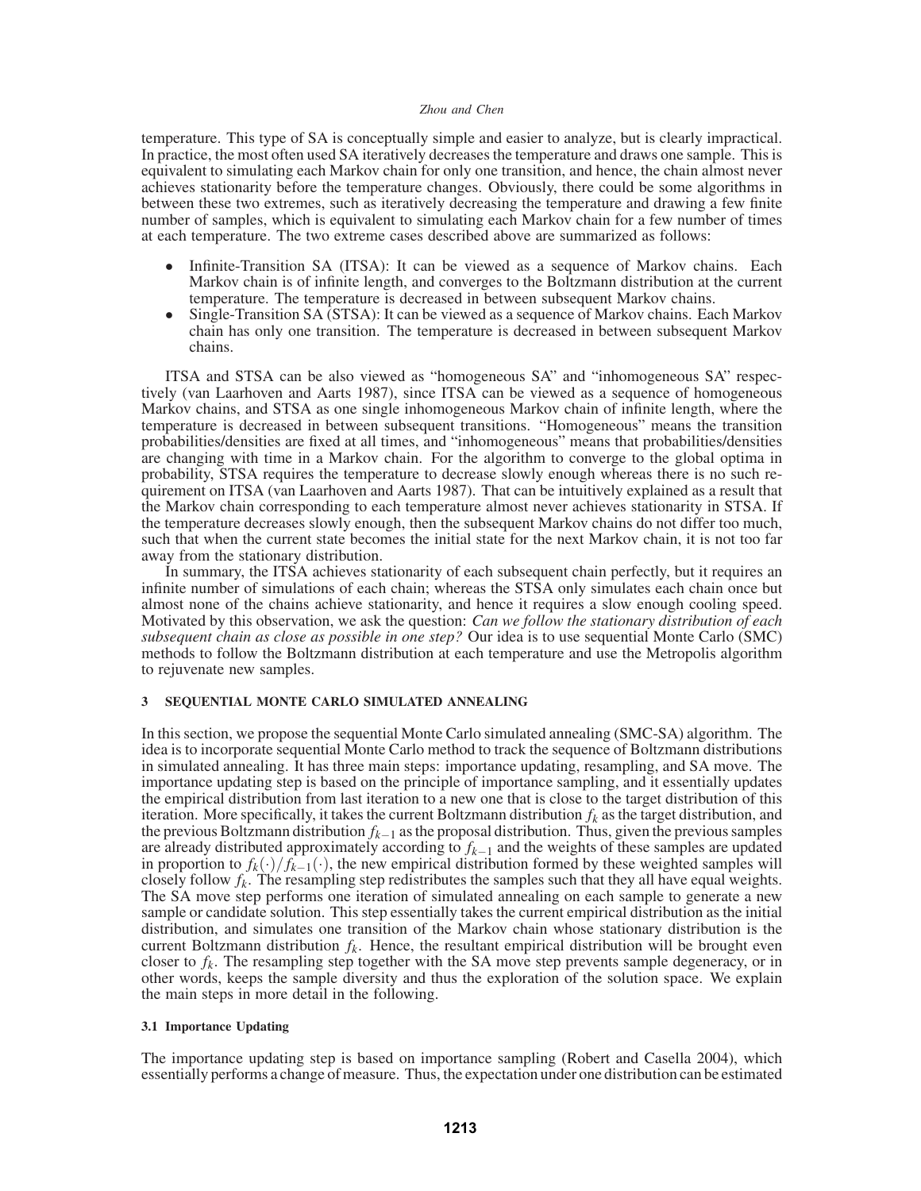temperature. This type of SA is conceptually simple and easier to analyze, but is clearly impractical. In practice, the most often used SA iteratively decreases the temperature and draws one sample. This is equivalent to simulating each Markov chain for only one transition, and hence, the chain almost never achieves stationarity before the temperature changes. Obviously, there could be some algorithms in between these two extremes, such as iteratively decreasing the temperature and drawing a few finite number of samples, which is equivalent to simulating each Markov chain for a few number of times at each temperature. The two extreme cases described above are summarized as follows:

- Infinite-Transition SA (ITSA): It can be viewed as a sequence of Markov chains. Each Markov chain is of infinite length, and converges to the Boltzmann distribution at the current temperature. The temperature is decreased in between subsequent Markov chains.
- Single-Transition SA (STSA): It can be viewed as a sequence of Markov chains. Each Markov chain has only one transition. The temperature is decreased in between subsequent Markov chains.

ITSA and STSA can be also viewed as "homogeneous SA" and "inhomogeneous SA" respectively (van Laarhoven and Aarts 1987), since ITSA can be viewed as a sequence of homogeneous Markov chains, and STSA as one single inhomogeneous Markov chain of infinite length, where the temperature is decreased in between subsequent transitions. "Homogeneous" means the transition probabilities/densities are fixed at all times, and "inhomogeneous" means that probabilities/densities are changing with time in a Markov chain. For the algorithm to converge to the global optima in probability, STSA requires the temperature to decrease slowly enough whereas there is no such requirement on ITSA (van Laarhoven and Aarts 1987). That can be intuitively explained as a result that the Markov chain corresponding to each temperature almost never achieves stationarity in STSA. If the temperature decreases slowly enough, then the subsequent Markov chains do not differ too much, such that when the current state becomes the initial state for the next Markov chain, it is not too far away from the stationary distribution.

In summary, the ITSA achieves stationarity of each subsequent chain perfectly, but it requires an infinite number of simulations of each chain; whereas the STSA only simulates each chain once but almost none of the chains achieve stationarity, and hence it requires a slow enough cooling speed. Motivated by this observation, we ask the question: *Can we follow the stationary distribution of each subsequent chain as close as possible in one step?* Our idea is to use sequential Monte Carlo (SMC) methods to follow the Boltzmann distribution at each temperature and use the Metropolis algorithm to rejuvenate new samples.

## 3 SEQUENTIAL MONTE CARLO SIMULATED ANNEALING

In this section, we propose the sequential Monte Carlo simulated annealing (SMC-SA) algorithm. The idea is to incorporate sequential Monte Carlo method to track the sequence of Boltzmann distributions in simulated annealing. It has three main steps: importance updating, resampling, and SA move. The importance updating step is based on the principle of importance sampling, and it essentially updates the empirical distribution from last iteration to a new one that is close to the target distribution of this iteration. More specifically, it takes the current Boltzmann distribution $f_k$ as the target distribution, and the previous Boltzmann distribution $f_{k-1}$ as the proposal distribution. Thus, given the previous samples are already distributed approximately according to $f_{k-1}$ and the weights of these samples are updated in proportion to $f_k(\cdot)/f_{k-1}(\cdot)$, the new empirical distribution formed by these weighted samples will closely follow $f_k$. The resampling step redistributes the samples such that they all have equal weights. The SA move step performs one iteration of simulated annealing on each sample to generate a new sample or candidate solution. This step essentially takes the current empirical distribution as the initial distribution, and simulates one transition of the Markov chain whose stationary distribution is the current Boltzmann distribution $f_k$. Hence, the resultant empirical distribution will be brought even closer to $f_k$. The resampling step together with the SA move step prevents sample degeneracy, or in other words, keeps the sample diversity and thus the exploration of the solution space. We explain the main steps in more detail in the following.

### 3.1 Importance Updating

The importance updating step is based on importance sampling (Robert and Casella 2004), which essentially performs a change of measure. Thus, the expectation under one distribution can be estimated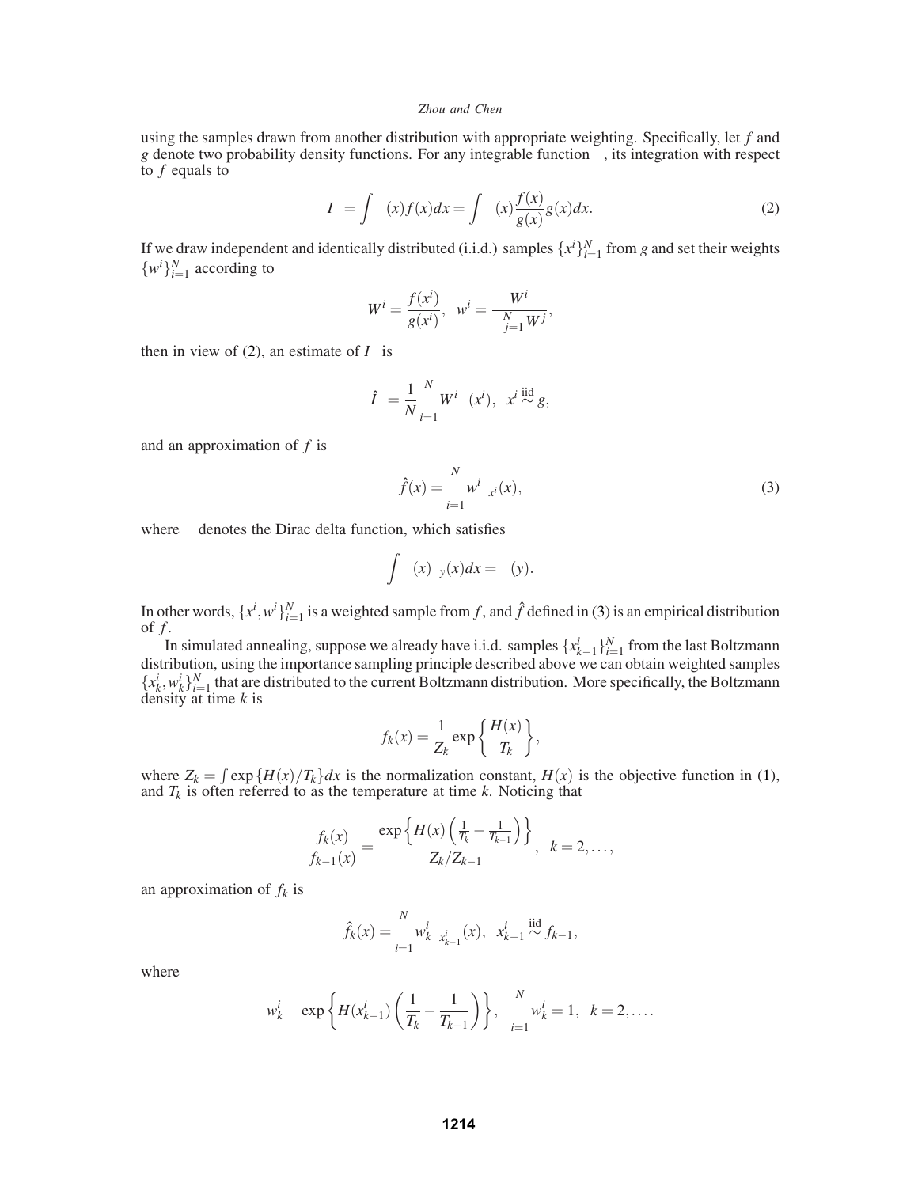using the samples drawn from another distribution with appropriate weighting. Specifically, let $f$ and $g$ denote two probability density functions. For any integrable function $\varphi$, its integration with respect to $f$ equals to

$$I_\varphi = \int \varphi(x)f(x)dx = \int \varphi(x)\frac{f(x)}{g(x)}g(x)dx. \tag{2}$$

If we draw independent and identically distributed (i.i.d.) samples $\{x^i\}_{i=1}^N$ from $g$ and set their weights $\{w^i\}_{i=1}^N$ according to

$$W^i = \frac{f(x^i)}{g(x^i)}, \quad w^i = \frac{W^i}{\sum_{j=1}^N W^j},$$

then in view of (2), an estimate of $I_\varphi$ is

$$\hat{I}_\varphi = \frac{1}{N}\sum_{i=1}^N W^i \varphi(x^i), \quad x^i \overset{\text{iid}}{\sim} g,$$

and an approximation of $f$ is

$$\hat{f}(x) = \sum_{i=1}^N w^i \delta_{x^i}(x), \tag{3}$$

where $\delta$ denotes the Dirac delta function, which satisfies

$$\int \varphi(x)\delta_y(x)dx = \varphi(y).$$

In other words, $\{x^i, w^i\}_{i=1}^N$ is a weighted sample from $f$, and $\hat{f}$ defined in (3) is an empirical distribution of $f$.

In simulated annealing, suppose we already have i.i.d. samples $\{x_{k-1}^i\}_{i=1}^N$ from the last Boltzmann distribution, using the importance sampling principle described above we can obtain weighted samples $\{x_k^i, w_k^i\}_{i=1}^N$ that are distributed to the current Boltzmann distribution. More specifically, the Boltzmann density at time $k$ is

$$f_k(x) = \frac{1}{Z_k}\exp\left\{\frac{H(x)}{T_k}\right\},$$

where $Z_k = \int \exp\{H(x)/T_k\}dx$ is the normalization constant, $H(x)$ is the objective function in (1), and $T_k$ is often referred to as the temperature at time $k$. Noticing that

$$\frac{f_k(x)}{f_{k-1}(x)} = \frac{\exp\left\{H(x)\left(\frac{1}{T_k} - \frac{1}{T_{k-1}}\right)\right\}}{Z_k/Z_{k-1}}, \quad k = 2, \ldots,$$

an approximation of $f_k$ is

$$\hat{f}_k(x) = \sum_{i=1}^N w_k^i \delta_{x_{k-1}^i}(x), \quad x_{k-1}^i \overset{\text{iid}}{\sim} f_{k-1},$$

where

$$w_k^i \propto \exp\left\{H(x_{k-1}^i)\left(\frac{1}{T_k} - \frac{1}{T_{k-1}}\right)\right\}, \quad \sum_{i=1}^N w_k^i = 1, \quad k = 2, \ldots.$$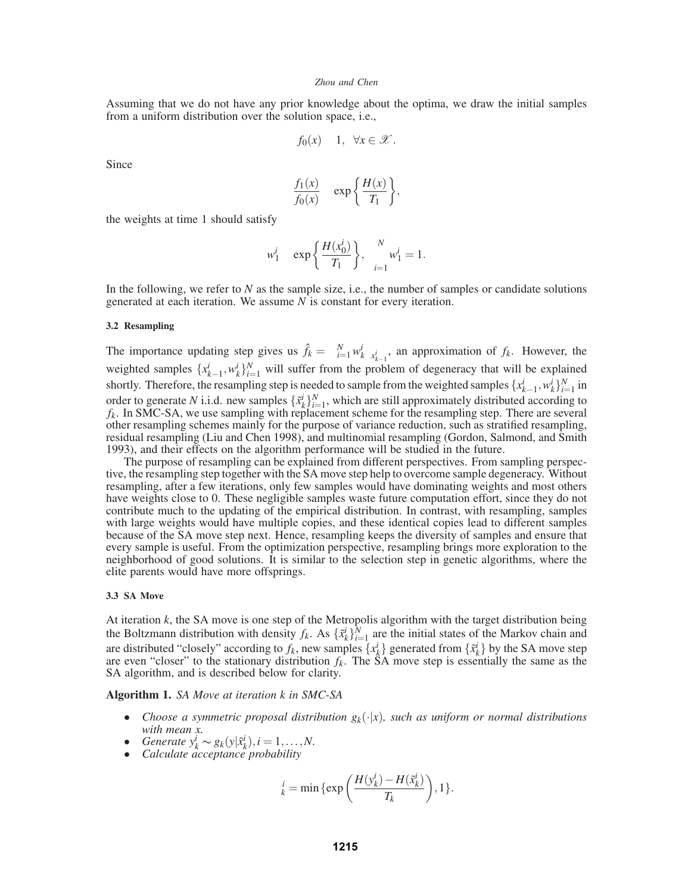Assuming that we do not have any prior knowledge about the optima, we draw the initial samples from a uniform distribution over the solution space, i.e.,

$$f_0(x) \propto 1, \ \forall x \in \mathscr{X}.$$

Since

$$\frac{f_1(x)}{f_0(x)} \propto \exp\left\{\frac{H(x)}{T_1}\right\},$$

the weights at time 1 should satisfy

$$w_1^i \propto \exp\left\{\frac{H(x_0^i)}{T_1}\right\}, \quad \sum_{i=1}^{N} w_1^i = 1.$$

In the following, we refer to $N$ as the sample size, i.e., the number of samples or candidate solutions generated at each iteration. We assume $N$ is constant for every iteration.

### 3.2 Resampling

The importance updating step gives us $\hat{f}_k = \sum_{i=1}^{N} w_k^i \delta_{x_{k-1}^i}$, an approximation of $f_k$. However, the weighted samples $\{x_{k-1}^i, w_k^i\}_{i=1}^N$ will suffer from the problem of degeneracy that will be explained shortly. Therefore, the resampling step is needed to sample from the weighted samples $\{x_{k-1}^i, w_k^i\}_{i=1}^N$ in order to generate $N$ i.i.d. new samples $\{\tilde{x}_k^i\}_{i=1}^N$, which are still approximately distributed according to $f_k$. In SMC-SA, we use sampling with replacement scheme for the resampling step. There are several other resampling schemes mainly for the purpose of variance reduction, such as stratified resampling, residual resampling (Liu and Chen 1998), and multinomial resampling (Gordon, Salmond, and Smith 1993), and their effects on the algorithm performance will be studied in the future.

The purpose of resampling can be explained from different perspectives. From sampling perspective, the resampling step together with the SA move step help to overcome sample degeneracy. Without resampling, after a few iterations, only few samples would have dominating weights and most others have weights close to 0. These negligible samples waste future computation effort, since they do not contribute much to the updating of the empirical distribution. In contrast, with resampling, samples with large weights would have multiple copies, and these identical copies lead to different samples because of the SA move step next. Hence, resampling keeps the diversity of samples and ensure that every sample is useful. From the optimization perspective, resampling brings more exploration to the neighborhood of good solutions. It is similar to the selection step in genetic algorithms, where the elite parents would have more offsprings.

### 3.3 SA Move

At iteration $k$, the SA move is one step of the Metropolis algorithm with the target distribution being the Boltzmann distribution with density $f_k$. As $\{\tilde{x}_k^i\}_{i=1}^N$ are the initial states of the Markov chain and are distributed "closely" according to $f_k$, new samples $\{x_k^i\}$ generated from $\{\tilde{x}_k^i\}$ by the SA move step are even "closer" to the stationary distribution $f_k$. The SA move step is essentially the same as the SA algorithm, and is described below for clarity.

**Algorithm 1.** *SA Move at iteration k in SMC-SA*

- *Choose a symmetric proposal distribution $g_k(\cdot|x)$, such as uniform or normal distributions with mean x.*
- *Generate $y_k^i \sim g_k(y|\tilde{x}_k^i), i = 1, \ldots, N$.*
- *Calculate acceptance probability*

$$\rho_k^i = \min\{\exp\left(\frac{H(y_k^i) - H(\tilde{x}_k^i)}{T_k}\right), 1\}.$$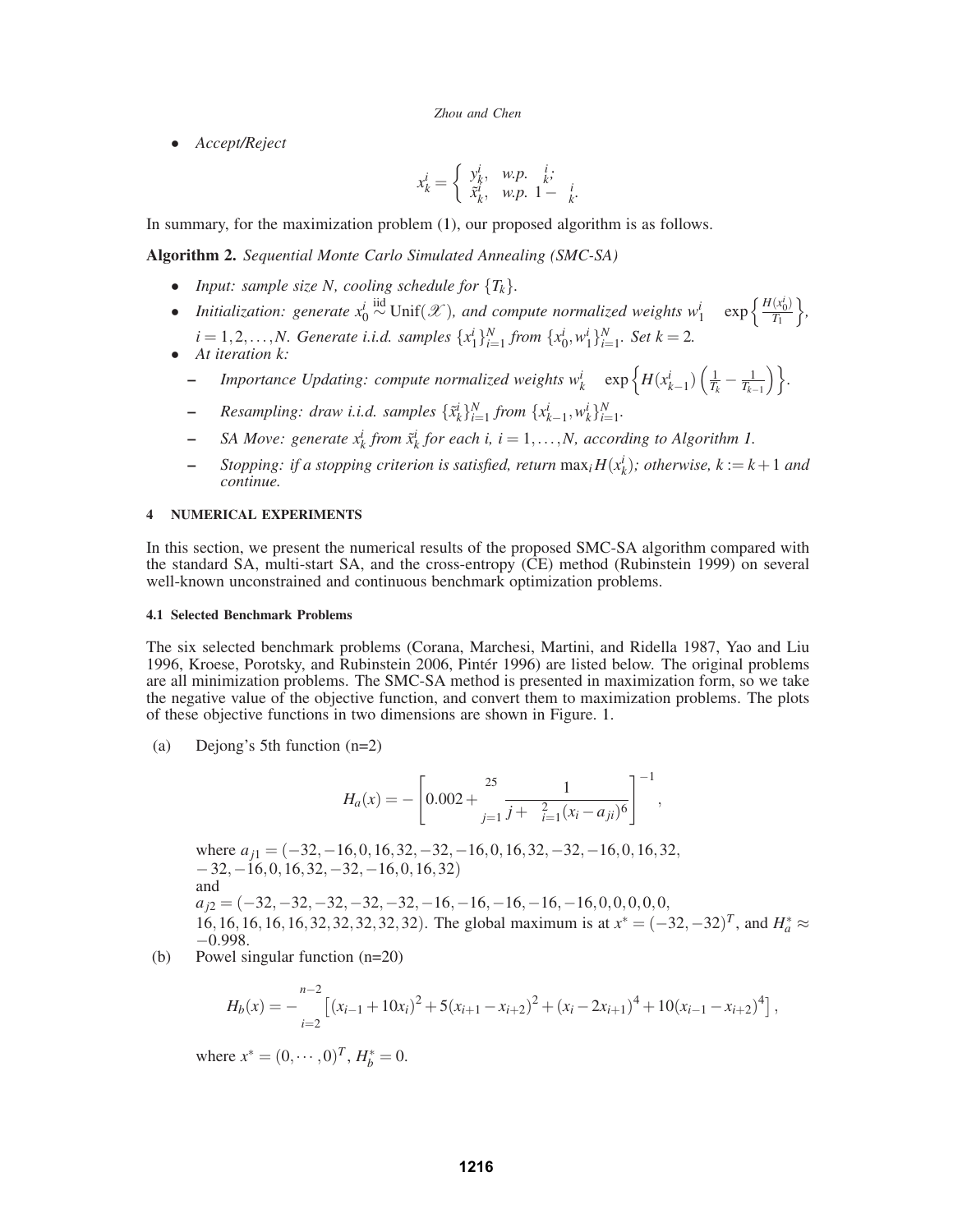- *Accept/Reject*

$$x_k^i = \begin{cases} y_k^i, & \text{w.p. } \rho_k^i; \\ \tilde{x}_k^i, & \text{w.p. } 1-\rho_k^i. \end{cases}$$

In summary, for the maximization problem (1), our proposed algorithm is as follows.

**Algorithm 2.** *Sequential Monte Carlo Simulated Annealing (SMC-SA)*

- *Input: sample size N, cooling schedule for $\{T_k\}$.*
- *Initialization: generate $x_0^i \overset{\text{iid}}{\sim} \text{Unif}(\mathscr{X})$, and compute normalized weights $w_1^i \propto \exp\left\{\frac{H(x_0^i)}{T_1}\right\}$, $i = 1, 2, \ldots, N$. Generate i.i.d. samples $\{x_1^i\}_{i=1}^N$ from $\{x_0^i, w_1^i\}_{i=1}^N$. Set $k = 2$.*
- *At iteration k:*
  - *Importance Updating: compute normalized weights $w_k^i \propto \exp\left\{H(x_{k-1}^i)\left(\frac{1}{T_k} - \frac{1}{T_{k-1}}\right)\right\}$.*
  - *Resampling: draw i.i.d. samples $\{\tilde{x}_k^i\}_{i=1}^N$ from $\{x_{k-1}^i, w_k^i\}_{i=1}^N$.*
  - *SA Move: generate $x_k^i$ from $\tilde{x}_k^i$ for each i, $i = 1, \ldots, N$, according to Algorithm 1.*
  - *Stopping: if a stopping criterion is satisfied, return $\max_i H(x_k^i)$; otherwise, $k := k+1$ and continue.*

## 4 NUMERICAL EXPERIMENTS

In this section, we present the numerical results of the proposed SMC-SA algorithm compared with the standard SA, multi-start SA, and the cross-entropy (CE) method (Rubinstein 1999) on several well-known unconstrained and continuous benchmark optimization problems.

### 4.1 Selected Benchmark Problems

The six selected benchmark problems (Corana, Marchesi, Martini, and Ridella 1987, Yao and Liu 1996, Kroese, Porotsky, and Rubinstein 2006, Pintér 1996) are listed below. The original problems are all minimization problems. The SMC-SA method is presented in maximization form, so we take the negative value of the objective function, and convert them to maximization problems. The plots of these objective functions in two dimensions are shown in Figure. 1.

(a) Dejong's 5th function (n=2)

$$H_a(x) = -\left[0.002 + \sum_{j=1}^{25} \frac{1}{j + \sum_{i=1}^{2}(x_i - a_{ji})^6}\right]^{-1},$$

where $a_{j1} = (-32, -16, 0, 16, 32, -32, -16, 0, 16, 32, -32, -16, 0, 16, 32, -32, -16, 0, 16, 32, -32, -16, 0, 16, 32)$
and
$a_{j2} = (-32, -32, -32, -32, -32, -16, -16, -16, -16, -16, 0, 0, 0, 0, 0, 16, 16, 16, 16, 16, 32, 32, 32, 32, 32)$. The global maximum is at $x^* = (-32, -32)^T$, and $H_a^* \approx -0.998$.

(b) Powel singular function (n=20)

$$H_b(x) = -\sum_{i=2}^{n-2}\left[(x_{i-1} + 10x_i)^2 + 5(x_{i+1} - x_{i+2})^2 + (x_i - 2x_{i+1})^4 + 10(x_{i-1} - x_{i+2})^4\right],$$

where $x^* = (0, \cdots, 0)^T$, $H_b^* = 0$.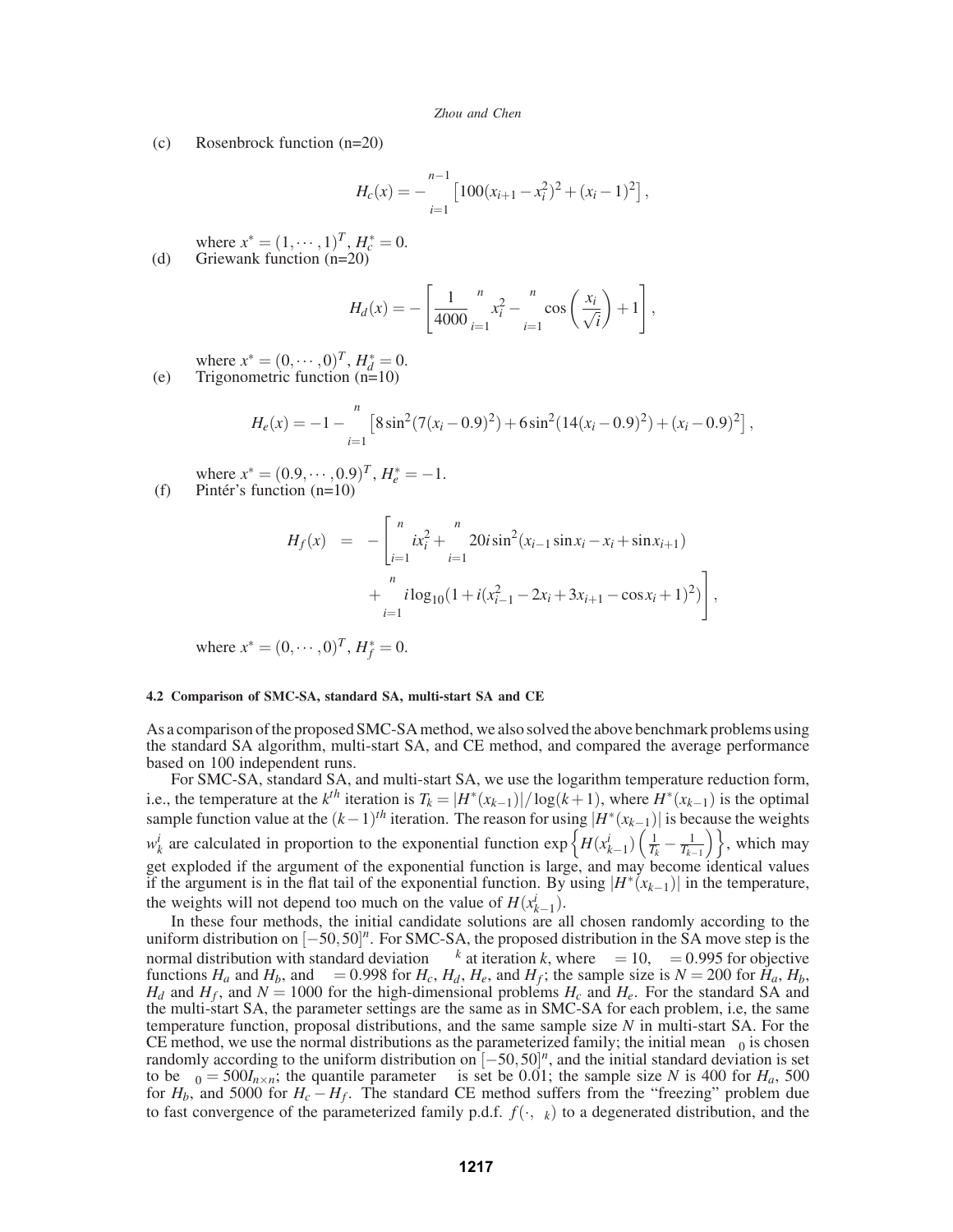(c) Rosenbrock function (n=20)

$$H_c(x) = -\sum_{i=1}^{n-1} \left[100(x_{i+1} - x_i^2)^2 + (x_i - 1)^2\right],$$

where $x^* = (1, \cdots, 1)^T$, $H_c^* = 0$.

(d) Griewank function (n=20)

$$H_d(x) = -\left[\frac{1}{4000}\sum_{i=1}^{n} x_i^2 - \prod_{i=1}^{n} \cos\left(\frac{x_i}{\sqrt{i}}\right) + 1\right],$$

where $x^* = (0, \cdots, 0)^T$, $H_d^* = 0$.

(e) Trigonometric function (n=10)

$$H_e(x) = -1 - \sum_{i=1}^{n} \left[8\sin^2(7(x_i - 0.9)^2) + 6\sin^2(14(x_i - 0.9)^2) + (x_i - 0.9)^2\right],$$

where $x^* = (0.9, \cdots, 0.9)^T$, $H_e^* = -1$.

(f) Pintér's function (n=10)

$$\begin{aligned} H_f(x) &= -\left[\sum_{i=1}^{n} i x_i^2 + \sum_{i=1}^{n} 20 i \sin^2(x_{i-1}\sin x_i - x_i + \sin x_{i+1}) \right. \\ &\quad \left. + \sum_{i=1}^{n} i \log_{10}(1 + i(x_{i-1}^2 - 2x_i + 3x_{i+1} - \cos x_i + 1)^2)\right], \end{aligned}$$

where $x^* = (0, \cdots, 0)^T$, $H_f^* = 0$.

### 4.2 Comparison of SMC-SA, standard SA, multi-start SA and CE

As a comparison of the proposed SMC-SA method, we also solved the above benchmark problems using the standard SA algorithm, multi-start SA, and CE method, and compared the average performance based on 100 independent runs.

For SMC-SA, standard SA, and multi-start SA, we use the logarithm temperature reduction form, i.e., the temperature at the $k^{th}$ iteration is $T_k = |H^*(x_{k-1})|/\log(k+1)$, where $H^*(x_{k-1})$ is the optimal sample function value at the $(k-1)^{th}$ iteration. The reason for using $|H^*(x_{k-1})|$ is because the weights $w_k^i$ are calculated in proportion to the exponential function $\exp\left\{H(x_{k-1}^i)\left(\frac{1}{T_k} - \frac{1}{T_{k-1}}\right)\right\}$, which may get exploded if the argument of the exponential function is large, and may become identical values if the argument is in the flat tail of the exponential function. By using $|H^*(x_{k-1})|$ in the temperature, the weights will not depend too much on the value of $H(x_{k-1}^i)$.

In these four methods, the initial candidate solutions are all chosen randomly according to the uniform distribution on $[-50, 50]^n$. For SMC-SA, the proposed distribution in the SA move step is the normal distribution with standard deviation $\sigma\gamma^k$ at iteration $k$, where $\sigma = 10$, $\gamma = 0.995$ for objective functions $H_a$ and $H_b$, and $\gamma = 0.998$ for $H_c$, $H_d$, $H_e$, and $H_f$; the sample size is $N = 200$ for $H_a$, $H_b$, $H_d$ and $H_f$, and $N = 1000$ for the high-dimensional problems $H_c$ and $H_e$. For the standard SA and the multi-start SA, the parameter settings are the same as in SMC-SA for each problem, i.e, the same temperature function, proposal distributions, and the same sample size $N$ in multi-start SA. For the CE method, we use the normal distributions as the parameterized family; the initial mean $\mu_0$ is chosen randomly according to the uniform distribution on $[-50, 50]^n$, and the initial standard deviation is set to be $\Sigma_0 = 500 I_{n \times n}$; the quantile parameter $\rho$ is set be 0.01; the sample size $N$ is 400 for $H_a$, 500 for $H_b$, and 5000 for $H_c - H_f$. The standard CE method suffers from the "freezing" problem due to fast convergence of the parameterized family p.d.f. $f(\cdot, \theta_k)$ to a degenerated distribution, and the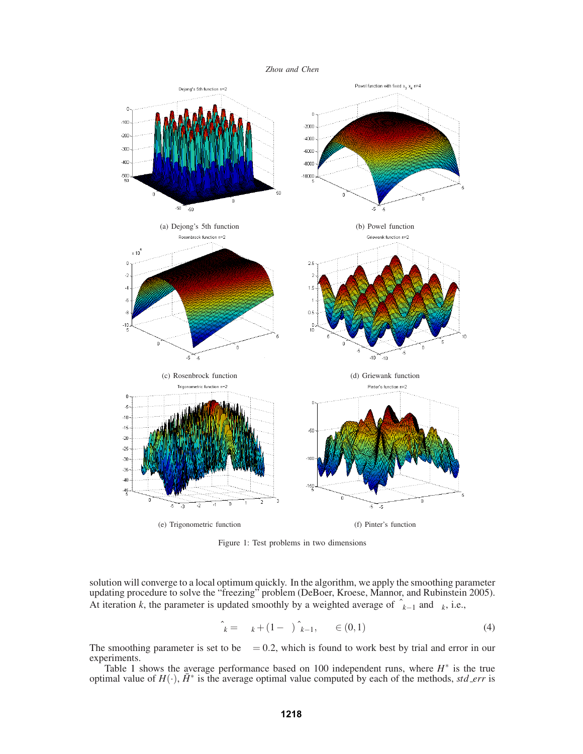(a) Dejong's 5th function

(b) Powel function

(c) Rosenbrock function

(d) Griewank function

(e) Trigonometric function

(f) Pinter's function

Figure 1: Test problems in two dimensions

solution will converge to a local optimum quickly. In the algorithm, we apply the smoothing parameter updating procedure to solve the "freezing" problem (DeBoer, Kroese, Mannor, and Rubinstein 2005). At iteration $k$, the parameter is updated smoothly by a weighted average of $\hat{\theta}_{k-1}$ and $\theta_k$, i.e.,

$$\hat{\theta}_k = \upsilon\theta_k + (1-\upsilon)\hat{\theta}_{k-1}, \quad \upsilon \in (0,1) \tag{4}$$

The smoothing parameter is set to be $\upsilon = 0.2$, which is found to work best by trial and error in our experiments.

Table 1 shows the average performance based on 100 independent runs, where $H^*$ is the true optimal value of $H(\cdot)$, $\bar{H}^*$ is the average optimal value computed by each of the methods, *std_err* is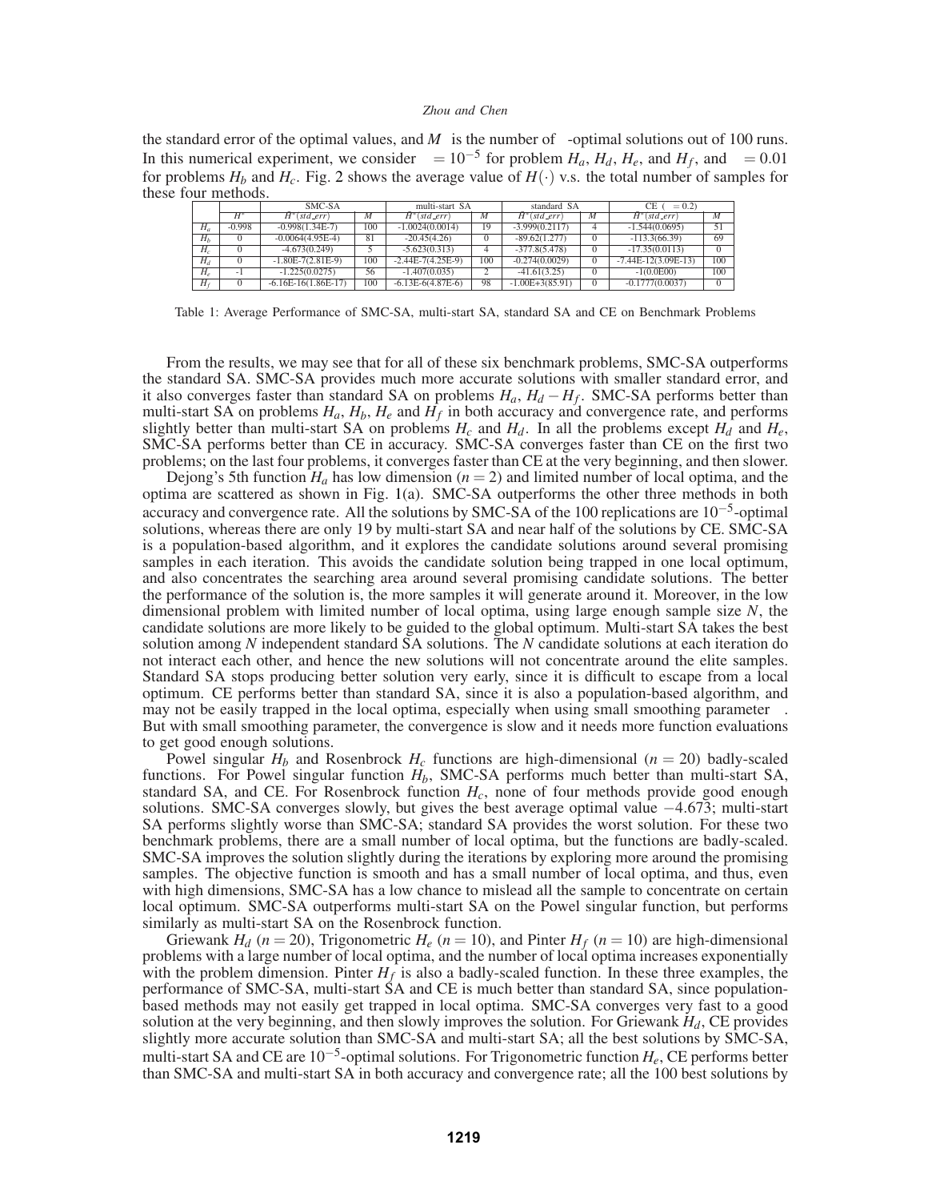the standard error of the optimal values, and $M_\varepsilon$ is the number of $\varepsilon$-optimal solutions out of 100 runs. In this numerical experiment, we consider $\varepsilon = 10^{-5}$ for problem $H_a$, $H_d$, $H_e$, and $H_f$, and $\varepsilon = 0.01$ for problems $H_b$ and $H_c$. Fig. 2 shows the average value of $H(\cdot)$ v.s. the total number of samples for these four methods.

| | | SMC-SA | | multi-start SA | | standard SA | | CE ($\upsilon = 0.2$) | |
|---|---|---|---|---|---|---|---|---|---|
| | $H^*$ | $\bar{H}^*(std\_err)$ | $M_\varepsilon$ | $\bar{H}^*(std\_err)$ | $M_\varepsilon$ | $\bar{H}^*(std\_err)$ | $M_\varepsilon$ | $\bar{H}^*(std\_err)$ | $M_\varepsilon$ |
| $H_a$ | -0.998 | -0.998(1.34E-7) | 100 | -1.0024(0.0014) | 19 | -3.999(0.2117) | 4 | -1.544(0.0695) | 51 |
| $H_b$ | 0 | -0.0064(4.95E-4) | 81 | -20.45(4.26) | 0 | -89.62(1.277) | 0 | -113.3(66.39) | 69 |
| $H_c$ | 0 | -4.673(0.249) | 5 | -5.623(0.313) | 4 | -377.8(5.478) | 0 | -17.35(0.0113) | 0 |
| $H_d$ | 0 | -1.80E-7(2.81E-9) | 100 | -2.44E-7(4.25E-9) | 100 | -0.274(0.0029) | 0 | -7.44E-12(3.09E-13) | 100 |
| $H_e$ | -1 | -1.225(0.0275) | 56 | -1.407(0.035) | 2 | -41.61(3.25) | 0 | -1(0.0E00) | 100 |
| $H_f$ | 0 | -6.16E-16(1.86E-17) | 100 | -6.13E-6(4.87E-6) | 98 | -1.00E+3(85.91) | 0 | -0.1777(0.0037) | 0 |

Table 1: Average Performance of SMC-SA, multi-start SA, standard SA and CE on Benchmark Problems

From the results, we may see that for all of these six benchmark problems, SMC-SA outperforms the standard SA. SMC-SA provides much more accurate solutions with smaller standard error, and it also converges faster than standard SA on problems $H_a$, $H_d - H_f$. SMC-SA performs better than multi-start SA on problems $H_a$, $H_b$, $H_e$ and $H_f$ in both accuracy and convergence rate, and performs slightly better than multi-start SA on problems $H_c$ and $H_d$. In all the problems except $H_d$ and $H_e$, SMC-SA performs better than CE in accuracy. SMC-SA converges faster than CE on the first two problems; on the last four problems, it converges faster than CE at the very beginning, and then slower.

Dejong's 5th function $H_a$ has low dimension ($n = 2$) and limited number of local optima, and the optima are scattered as shown in Fig. 1(a). SMC-SA outperforms the other three methods in both accuracy and convergence rate. All the solutions by SMC-SA of the 100 replications are $10^{-5}$-optimal solutions, whereas there are only 19 by multi-start SA and near half of the solutions by CE. SMC-SA is a population-based algorithm, and it explores the candidate solutions around several promising samples in each iteration. This avoids the candidate solution being trapped in one local optimum, and also concentrates the searching area around several promising candidate solutions. The better the performance of the solution is, the more samples it will generate around it. Moreover, in the low dimensional problem with limited number of local optima, using large enough sample size $N$, the candidate solutions are more likely to be guided to the global optimum. Multi-start SA takes the best solution among $N$ independent standard SA solutions. The $N$ candidate solutions at each iteration do not interact each other, and hence the new solutions will not concentrate around the elite samples. Standard SA stops producing better solution very early, since it is difficult to escape from a local optimum. CE performs better than standard SA, since it is also a population-based algorithm, and may not be easily trapped in the local optima, especially when using small smoothing parameter $\upsilon$. But with small smoothing parameter, the convergence is slow and it needs more function evaluations to get good enough solutions.

Powel singular $H_b$ and Rosenbrock $H_c$ functions are high-dimensional ($n = 20$) badly-scaled functions. For Powel singular function $H_b$, SMC-SA performs much better than multi-start SA, standard SA, and CE. For Rosenbrock function $H_c$, none of four methods provide good enough solutions. SMC-SA converges slowly, but gives the best average optimal value $-4.673$; multi-start SA performs slightly worse than SMC-SA; standard SA provides the worst solution. For these two benchmark problems, there are a small number of local optima, but the functions are badly-scaled. SMC-SA improves the solution slightly during the iterations by exploring more around the promising samples. The objective function is smooth and has a small number of local optima, and thus, even with high dimensions, SMC-SA has a low chance to mislead all the sample to concentrate on certain local optimum. SMC-SA outperforms multi-start SA on the Powel singular function, but performs similarly as multi-start SA on the Rosenbrock function.

Griewank $H_d$ ($n = 20$), Trigonometric $H_e$ ($n = 10$), and Pinter $H_f$ ($n = 10$) are high-dimensional problems with a large number of local optima, and the number of local optima increases exponentially with the problem dimension. Pinter $H_f$ is also a badly-scaled function. In these three examples, the performance of SMC-SA, multi-start SA and CE is much better than standard SA, since population-based methods may not easily get trapped in local optima. SMC-SA converges very fast to a good solution at the very beginning, and then slowly improves the solution. For Griewank $H_d$, CE provides slightly more accurate solution than SMC-SA and multi-start SA; all the best solutions by SMC-SA, multi-start SA and CE are $10^{-5}$-optimal solutions. For Trigonometric function $H_e$, CE performs better than SMC-SA and multi-start SA in both accuracy and convergence rate; all the 100 best solutions by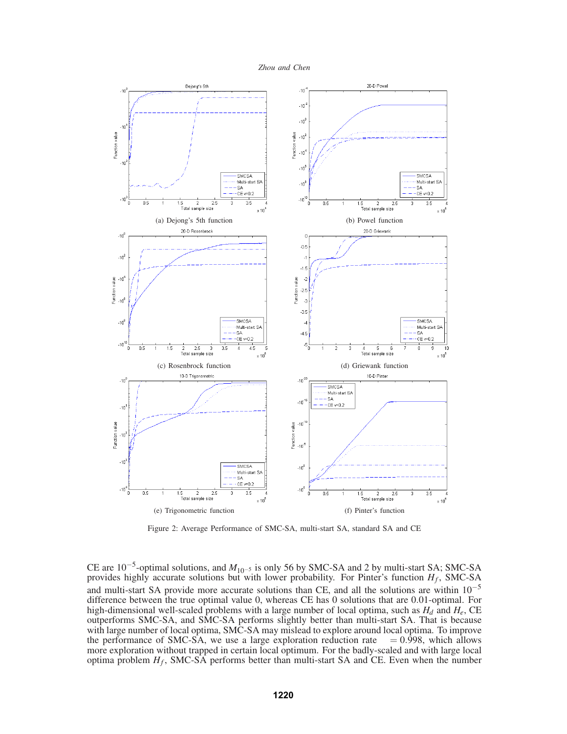(a) Dejong's 5th function

(b) Powel function

(c) Rosenbrock function

(d) Griewank function

(e) Trigonometric function

(f) Pinter's function

Figure 2: Average Performance of SMC-SA, multi-start SA, standard SA and CE

CE are $10^{-5}$-optimal solutions, and $M_{10^{-5}}$ is only 56 by SMC-SA and 2 by multi-start SA; SMC-SA provides highly accurate solutions but with lower probability. For Pinter's function $H_f$, SMC-SA and multi-start SA provide more accurate solutions than CE, and all the solutions are within $10^{-5}$ difference between the true optimal value 0, whereas CE has 0 solutions that are 0.01-optimal. For high-dimensional well-scaled problems with a large number of local optima, such as $H_d$ and $H_e$, CE outperforms SMC-SA, and SMC-SA performs slightly better than multi-start SA. That is because with large number of local optima, SMC-SA may mislead to explore around local optima. To improve the performance of SMC-SA, we use a large exploration reduction rate $= 0.998$, which allows more exploration without trapped in certain local optimum. For the badly-scaled and with large local optima problem $H_f$, SMC-SA performs better than multi-start SA and CE. Even when the number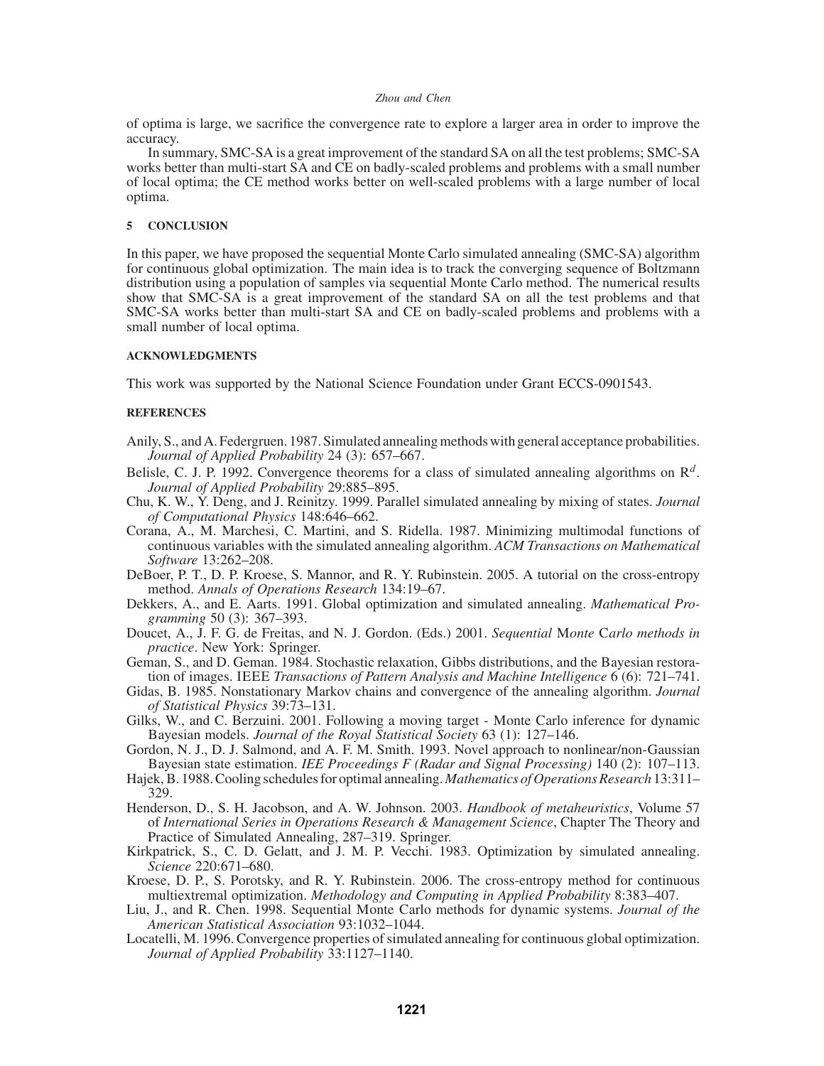of optima is large, we sacrifice the convergence rate to explore a larger area in order to improve the accuracy.

In summary, SMC-SA is a great improvement of the standard SA on all the test problems; SMC-SA works better than multi-start SA and CE on badly-scaled problems and problems with a small number of local optima; the CE method works better on well-scaled problems with a large number of local optima.

## 5 CONCLUSION

In this paper, we have proposed the sequential Monte Carlo simulated annealing (SMC-SA) algorithm for continuous global optimization. The main idea is to track the converging sequence of Boltzmann distribution using a population of samples via sequential Monte Carlo method. The numerical results show that SMC-SA is a great improvement of the standard SA on all the test problems and that SMC-SA works better than multi-start SA and CE on badly-scaled problems and problems with a small number of local optima.

## ACKNOWLEDGMENTS

This work was supported by the National Science Foundation under Grant ECCS-0901543.

## REFERENCES

Anily, S., and A. Federgruen. 1987. Simulated annealing methods with general acceptance probabilities. *Journal of Applied Probability* 24 (3): 657–667.

Belisle, C. J. P. 1992. Convergence theorems for a class of simulated annealing algorithms on $R^d$. *Journal of Applied Probability* 29:885–895.

Chu, K. W., Y. Deng, and J. Reinitzy. 1999. Parallel simulated annealing by mixing of states. *Journal of Computational Physics* 148:646–662.

Corana, A., M. Marchesi, C. Martini, and S. Ridella. 1987. Minimizing multimodal functions of continuous variables with the simulated annealing algorithm. *ACM Transactions on Mathematical Software* 13:262–208.

DeBoer, P. T., D. P. Kroese, S. Mannor, and R. Y. Rubinstein. 2005. A tutorial on the cross-entropy method. *Annals of Operations Research* 134:19–67.

Dekkers, A., and E. Aarts. 1991. Global optimization and simulated annealing. *Mathematical Programming* 50 (3): 367–393.

Doucet, A., J. F. G. de Freitas, and N. J. Gordon. (Eds.) 2001. *Sequential Monte Carlo methods in practice*. New York: Springer.

Geman, S., and D. Geman. 1984. Stochastic relaxation, Gibbs distributions, and the Bayesian restoration of images. IEEE *Transactions of Pattern Analysis and Machine Intelligence* 6 (6): 721–741.

Gidas, B. 1985. Nonstationary Markov chains and convergence of the annealing algorithm. *Journal of Statistical Physics* 39:73–131.

Gilks, W., and C. Berzuini. 2001. Following a moving target - Monte Carlo inference for dynamic Bayesian models. *Journal of the Royal Statistical Society* 63 (1): 127–146.

Gordon, N. J., D. J. Salmond, and A. F. M. Smith. 1993. Novel approach to nonlinear/non-Gaussian Bayesian state estimation. *IEE Proceedings F (Radar and Signal Processing)* 140 (2): 107–113.

Hajek, B. 1988. Cooling schedules for optimal annealing. *Mathematics of Operations Research* 13:311–329.

Henderson, D., S. H. Jacobson, and A. W. Johnson. 2003. *Handbook of metaheuristics*, Volume 57 of *International Series in Operations Research & Management Science*, Chapter The Theory and Practice of Simulated Annealing, 287–319. Springer.

Kirkpatrick, S., C. D. Gelatt, and J. M. P. Vecchi. 1983. Optimization by simulated annealing. *Science* 220:671–680.

Kroese, D. P., S. Porotsky, and R. Y. Rubinstein. 2006. The cross-entropy method for continuous multiextremal optimization. *Methodology and Computing in Applied Probability* 8:383–407.

Liu, J., and R. Chen. 1998. Sequential Monte Carlo methods for dynamic systems. *Journal of the American Statistical Association* 93:1032–1044.

Locatelli, M. 1996. Convergence properties of simulated annealing for continuous global optimization. *Journal of Applied Probability* 33:1127–1140.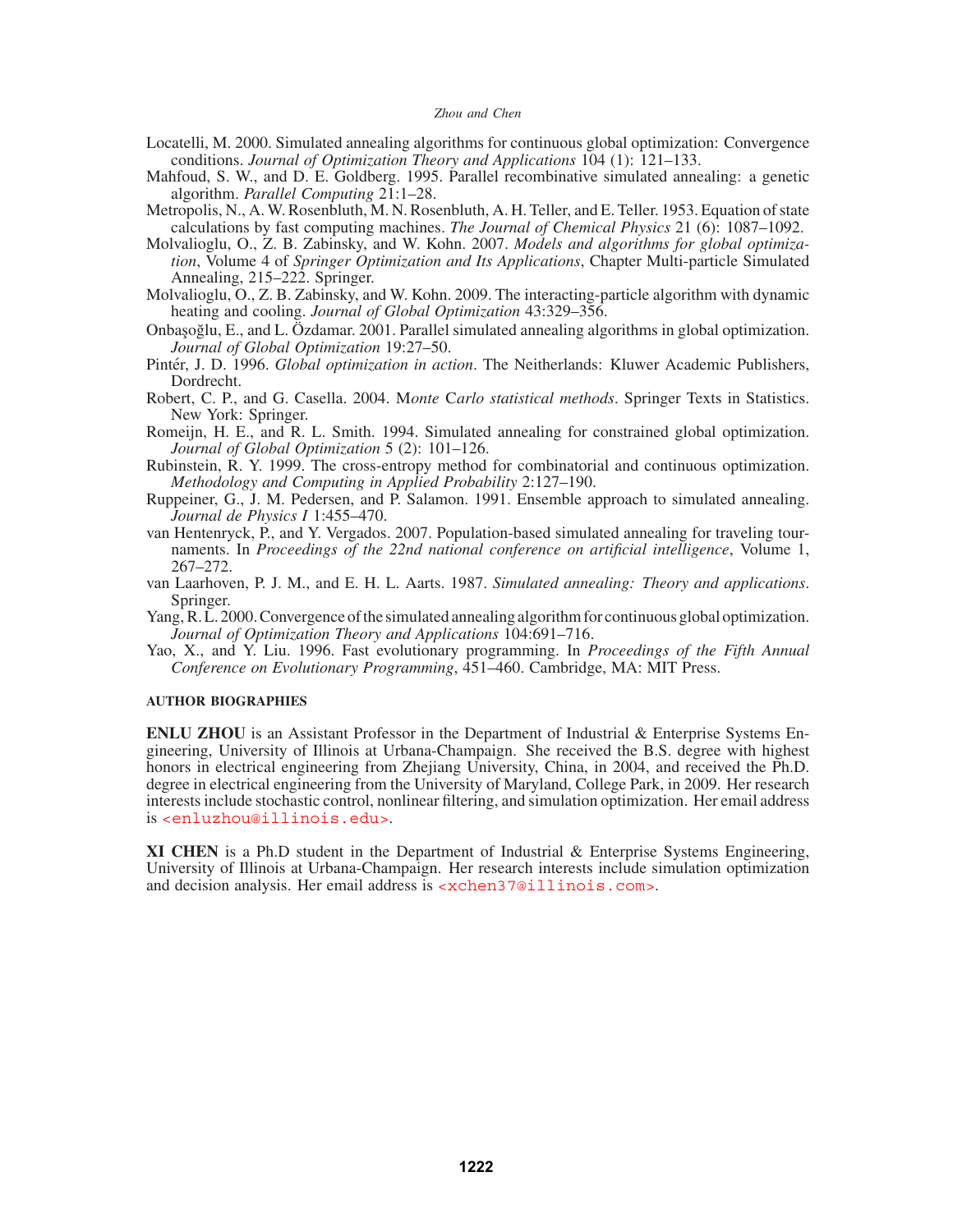Locatelli, M. 2000. Simulated annealing algorithms for continuous global optimization: Convergence conditions. *Journal of Optimization Theory and Applications* 104 (1): 121–133.

Mahfoud, S. W., and D. E. Goldberg. 1995. Parallel recombinative simulated annealing: a genetic algorithm. *Parallel Computing* 21:1–28.

Metropolis, N., A. W. Rosenbluth, M. N. Rosenbluth, A. H. Teller, and E. Teller. 1953. Equation of state calculations by fast computing machines. *The Journal of Chemical Physics* 21 (6): 1087–1092.

Molvalioglu, O., Z. B. Zabinsky, and W. Kohn. 2007. *Models and algorithms for global optimization*, Volume 4 of *Springer Optimization and Its Applications*, Chapter Multi-particle Simulated Annealing, 215–222. Springer.

Molvalioglu, O., Z. B. Zabinsky, and W. Kohn. 2009. The interacting-particle algorithm with dynamic heating and cooling. *Journal of Global Optimization* 43:329–356.

Onbaşoğlu, E., and L. Özdamar. 2001. Parallel simulated annealing algorithms in global optimization. *Journal of Global Optimization* 19:27–50.

Pintér, J. D. 1996. *Global optimization in action*. The Neitherlands: Kluwer Academic Publishers, Dordrecht.

Robert, C. P., and G. Casella. 2004. M*onte* C*arlo statistical methods*. Springer Texts in Statistics. New York: Springer.

Romeijn, H. E., and R. L. Smith. 1994. Simulated annealing for constrained global optimization. *Journal of Global Optimization* 5 (2): 101–126.

Rubinstein, R. Y. 1999. The cross-entropy method for combinatorial and continuous optimization. *Methodology and Computing in Applied Probability* 2:127–190.

Ruppeiner, G., J. M. Pedersen, and P. Salamon. 1991. Ensemble approach to simulated annealing. *Journal de Physics I* 1:455–470.

van Hentenryck, P., and Y. Vergados. 2007. Population-based simulated annealing for traveling tournaments. In *Proceedings of the 22nd national conference on artificial intelligence*, Volume 1, 267–272.

van Laarhoven, P. J. M., and E. H. L. Aarts. 1987. *Simulated annealing: Theory and applications*. Springer.

Yang, R. L. 2000. Convergence of the simulated annealing algorithm for continuous global optimization. *Journal of Optimization Theory and Applications* 104:691–716.

Yao, X., and Y. Liu. 1996. Fast evolutionary programming. In *Proceedings of the Fifth Annual Conference on Evolutionary Programming*, 451–460. Cambridge, MA: MIT Press.

## AUTHOR BIOGRAPHIES

**ENLU ZHOU** is an Assistant Professor in the Department of Industrial & Enterprise Systems Engineering, University of Illinois at Urbana-Champaign. She received the B.S. degree with highest honors in electrical engineering from Zhejiang University, China, in 2004, and received the Ph.D. degree in electrical engineering from the University of Maryland, College Park, in 2009. Her research interests include stochastic control, nonlinear filtering, and simulation optimization. Her email address is <enluzhou@illinois.edu>.

**XI CHEN** is a Ph.D student in the Department of Industrial & Enterprise Systems Engineering, University of Illinois at Urbana-Champaign. Her research interests include simulation optimization and decision analysis. Her email address is <xchen37@illinois.com>.